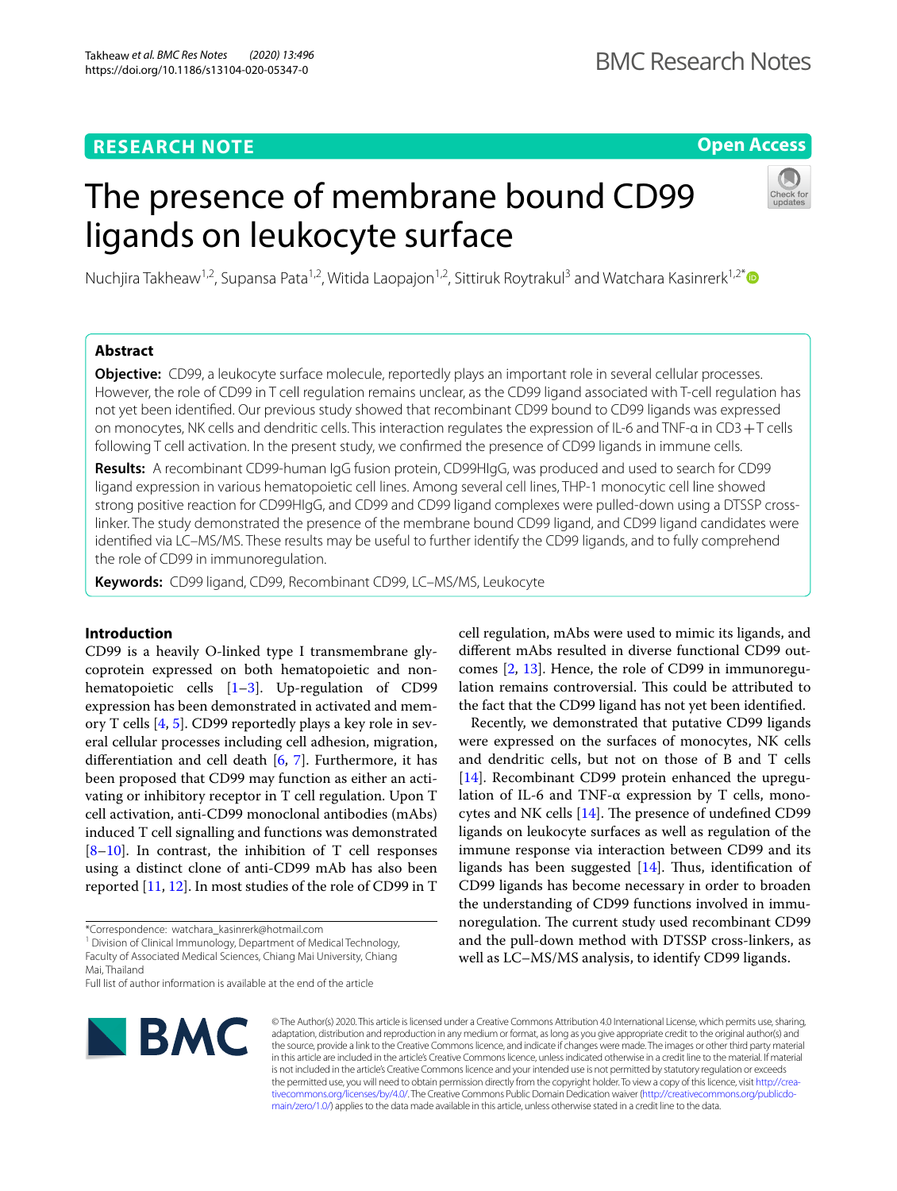RESEARCH NOTE

Open Access

# The presence of membrane bound CD99 ligands on leukocyte surface

Nuchjira Takheaw[1,2], Supansa Pata[1,2], Witida Laopajon[1,2], Sittiruk Roytrakul[3] and Watchara Kasinrerk[1,2*]

## Abstract

**Objective:** CD99, a leukocyte surface molecule, reportedly plays an important role in several cellular processes. However, the role of CD99 in T cell regulation remains unclear, as the CD99 ligand associated with T-cell regulation has not yet been identified. Our previous study showed that recombinant CD99 bound to CD99 ligands was expressed on monocytes, NK cells and dendritic cells. This interaction regulates the expression of IL-6 and TNF-α in CD3+T cells following T cell activation. In the present study, we confirmed the presence of CD99 ligands in immune cells.

**Results:** A recombinant CD99-human IgG fusion protein, CD99HIgG, was produced and used to search for CD99 ligand expression in various hematopoietic cell lines. Among several cell lines, THP-1 monocytic cell line showed strong positive reaction for CD99HIgG, and CD99 and CD99 ligand complexes were pulled-down using a DTSSP cross-linker. The study demonstrated the presence of the membrane bound CD99 ligand, and CD99 ligand candidates were identified via LC–MS/MS. These results may be useful to further identify the CD99 ligands, and to fully comprehend the role of CD99 in immunoregulation.

**Keywords:** CD99 ligand, CD99, Recombinant CD99, LC–MS/MS, Leukocyte

## Introduction

CD99 is a heavily O-linked type I transmembrane glycoprotein expressed on both hematopoietic and non-hematopoietic cells [1–3]. Up-regulation of CD99 expression has been demonstrated in activated and memory T cells [4, 5]. CD99 reportedly plays a key role in several cellular processes including cell adhesion, migration, differentiation and cell death [6, 7]. Furthermore, it has been proposed that CD99 may function as either an activating or inhibitory receptor in T cell regulation. Upon T cell activation, anti-CD99 monoclonal antibodies (mAbs) induced T cell signalling and functions was demonstrated [8–10]. In contrast, the inhibition of T cell responses using a distinct clone of anti-CD99 mAb has also been reported [11, 12]. In most studies of the role of CD99 in T cell regulation, mAbs were used to mimic its ligands, and different mAbs resulted in diverse functional CD99 outcomes [2, 13]. Hence, the role of CD99 in immunoregulation remains controversial. This could be attributed to the fact that the CD99 ligand has not yet been identified.

Recently, we demonstrated that putative CD99 ligands were expressed on the surfaces of monocytes, NK cells and dendritic cells, but not on those of B and T cells [14]. Recombinant CD99 protein enhanced the upregulation of IL-6 and TNF-α expression by T cells, monocytes and NK cells [14]. The presence of undefined CD99 ligands on leukocyte surfaces as well as regulation of the immune response via interaction between CD99 and its ligands has been suggested [14]. Thus, identification of CD99 ligands has become necessary in order to broaden the understanding of CD99 functions involved in immunoregulation. The current study used recombinant CD99 and the pull-down method with DTSSP cross-linkers, as well as LC–MS/MS analysis, to identify CD99 ligands.

*Correspondence: watchara_kasinrerk@hotmail.com
[1] Division of Clinical Immunology, Department of Medical Technology, Faculty of Associated Medical Sciences, Chiang Mai University, Chiang Mai, Thailand
Full list of author information is available at the end of the article

© The Author(s) 2020. This article is licensed under a Creative Commons Attribution 4.0 International License, which permits use, sharing, adaptation, distribution and reproduction in any medium or format, as long as you give appropriate credit to the original author(s) and the source, provide a link to the Creative Commons licence, and indicate if changes were made. The images or other third party material in this article are included in the article's Creative Commons licence, unless indicated otherwise in a credit line to the material. If material is not included in the article's Creative Commons licence and your intended use is not permitted by statutory regulation or exceeds the permitted use, you will need to obtain permission directly from the copyright holder. To view a copy of this licence, visit http://creativecommons.org/licenses/by/4.0/. The Creative Commons Public Domain Dedication waiver (http://creativecommons.org/publicdomain/zero/1.0/) applies to the data made available in this article, unless otherwise stated in a credit line to the data.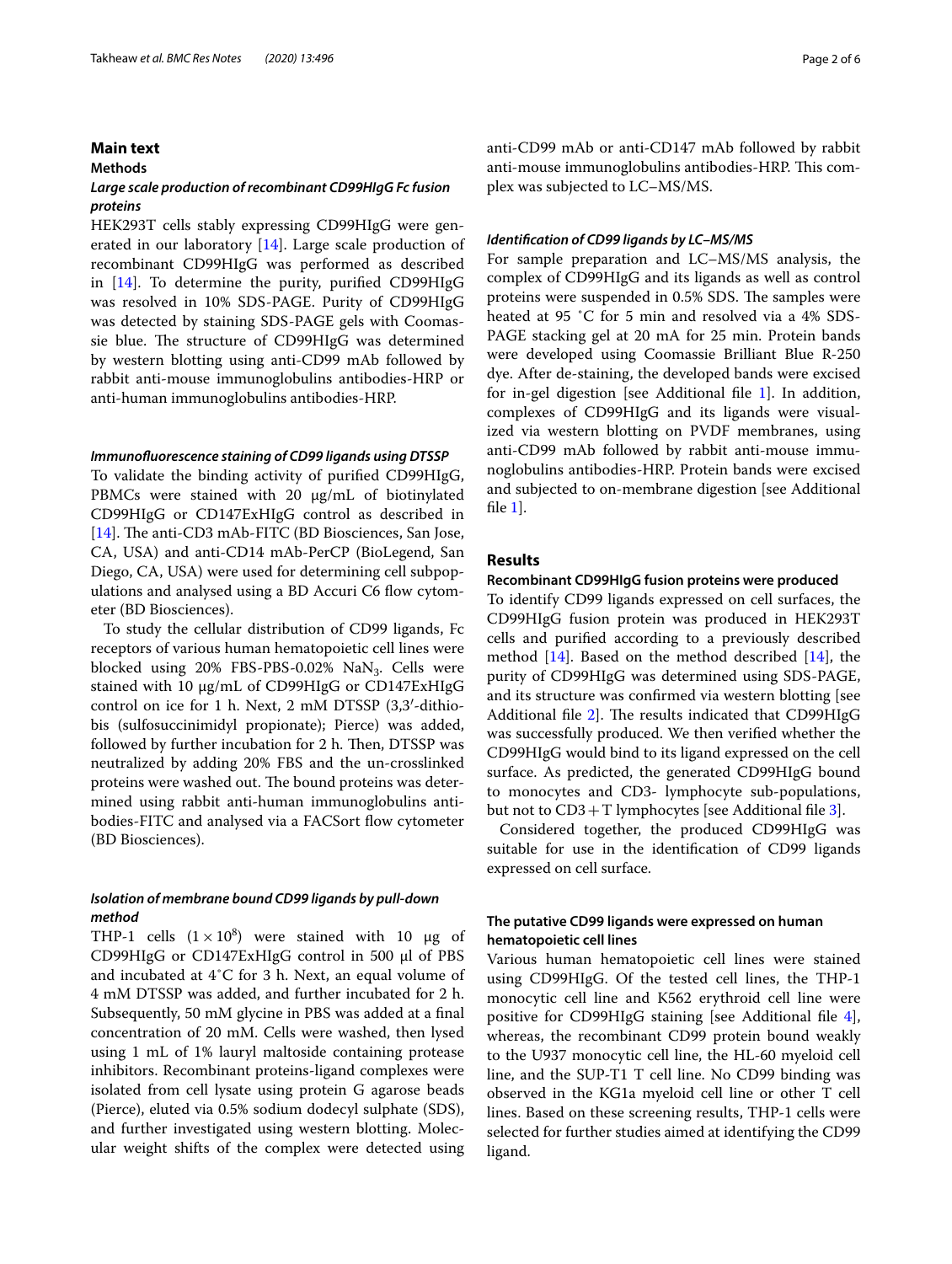## Main text

### Methods

#### *Large scale production of recombinant CD99HIgG Fc fusion proteins*

HEK293T cells stably expressing CD99HIgG were generated in our laboratory [14]. Large scale production of recombinant CD99HIgG was performed as described in [14]. To determine the purity, purified CD99HIgG was resolved in 10% SDS-PAGE. Purity of CD99HIgG was detected by staining SDS-PAGE gels with Coomassie blue. The structure of CD99HIgG was determined by western blotting using anti-CD99 mAb followed by rabbit anti-mouse immunoglobulins antibodies-HRP or anti-human immunoglobulins antibodies-HRP.

#### *Immunofluorescence staining of CD99 ligands using DTSSP*

To validate the binding activity of purified CD99HIgG, PBMCs were stained with 20 μg/mL of biotinylated CD99HIgG or CD147ExHIgG control as described in [14]. The anti-CD3 mAb-FITC (BD Biosciences, San Jose, CA, USA) and anti-CD14 mAb-PerCP (BioLegend, San Diego, CA, USA) were used for determining cell subpopulations and analysed using a BD Accuri C6 flow cytometer (BD Biosciences).

To study the cellular distribution of CD99 ligands, Fc receptors of various human hematopoietic cell lines were blocked using 20% FBS-PBS-0.02% $NaN_3$. Cells were stained with 10 μg/mL of CD99HIgG or CD147ExHIgG control on ice for 1 h. Next, 2 mM DTSSP (3,3′-dithiobis (sulfosuccinimidyl propionate); Pierce) was added, followed by further incubation for 2 h. Then, DTSSP was neutralized by adding 20% FBS and the un-crosslinked proteins were washed out. The bound proteins was determined using rabbit anti-human immunoglobulins antibodies-FITC and analysed via a FACSort flow cytometer (BD Biosciences).

#### *Isolation of membrane bound CD99 ligands by pull-down method*

THP-1 cells ($1 \times 10^8$) were stained with 10 μg of CD99HIgG or CD147ExHIgG control in 500 μl of PBS and incubated at 4˚C for 3 h. Next, an equal volume of 4 mM DTSSP was added, and further incubated for 2 h. Subsequently, 50 mM glycine in PBS was added at a final concentration of 20 mM. Cells were washed, then lysed using 1 mL of 1% lauryl maltoside containing protease inhibitors. Recombinant proteins-ligand complexes were isolated from cell lysate using protein G agarose beads (Pierce), eluted via 0.5% sodium dodecyl sulphate (SDS), and further investigated using western blotting. Molecular weight shifts of the complex were detected using anti-CD99 mAb or anti-CD147 mAb followed by rabbit anti-mouse immunoglobulins antibodies-HRP. This complex was subjected to LC–MS/MS.

#### *Identification of CD99 ligands by LC–MS/MS*

For sample preparation and LC–MS/MS analysis, the complex of CD99HIgG and its ligands as well as control proteins were suspended in 0.5% SDS. The samples were heated at 95 ˚C for 5 min and resolved via a 4% SDS-PAGE stacking gel at 20 mA for 25 min. Protein bands were developed using Coomassie Brilliant Blue R-250 dye. After de-staining, the developed bands were excised for in-gel digestion [see Additional file 1]. In addition, complexes of CD99HIgG and its ligands were visualized via western blotting on PVDF membranes, using anti-CD99 mAb followed by rabbit anti-mouse immunoglobulins antibodies-HRP. Protein bands were excised and subjected to on-membrane digestion [see Additional file 1].

### Results

#### Recombinant CD99HIgG fusion proteins were produced

To identify CD99 ligands expressed on cell surfaces, the CD99HIgG fusion protein was produced in HEK293T cells and purified according to a previously described method [14]. Based on the method described [14], the purity of CD99HIgG was determined using SDS-PAGE, and its structure was confirmed via western blotting [see Additional file 2]. The results indicated that CD99HIgG was successfully produced. We then verified whether the CD99HIgG would bind to its ligand expressed on the cell surface. As predicted, the generated CD99HIgG bound to monocytes and CD3- lymphocyte sub-populations, but not to CD3 + T lymphocytes [see Additional file 3].

Considered together, the produced CD99HIgG was suitable for use in the identification of CD99 ligands expressed on cell surface.

#### The putative CD99 ligands were expressed on human hematopoietic cell lines

Various human hematopoietic cell lines were stained using CD99HIgG. Of the tested cell lines, the THP-1 monocytic cell line and K562 erythroid cell line were positive for CD99HIgG staining [see Additional file 4], whereas, the recombinant CD99 protein bound weakly to the U937 monocytic cell line, the HL-60 myeloid cell line, and the SUP-T1 T cell line. No CD99 binding was observed in the KG1a myeloid cell line or other T cell lines. Based on these screening results, THP-1 cells were selected for further studies aimed at identifying the CD99 ligand.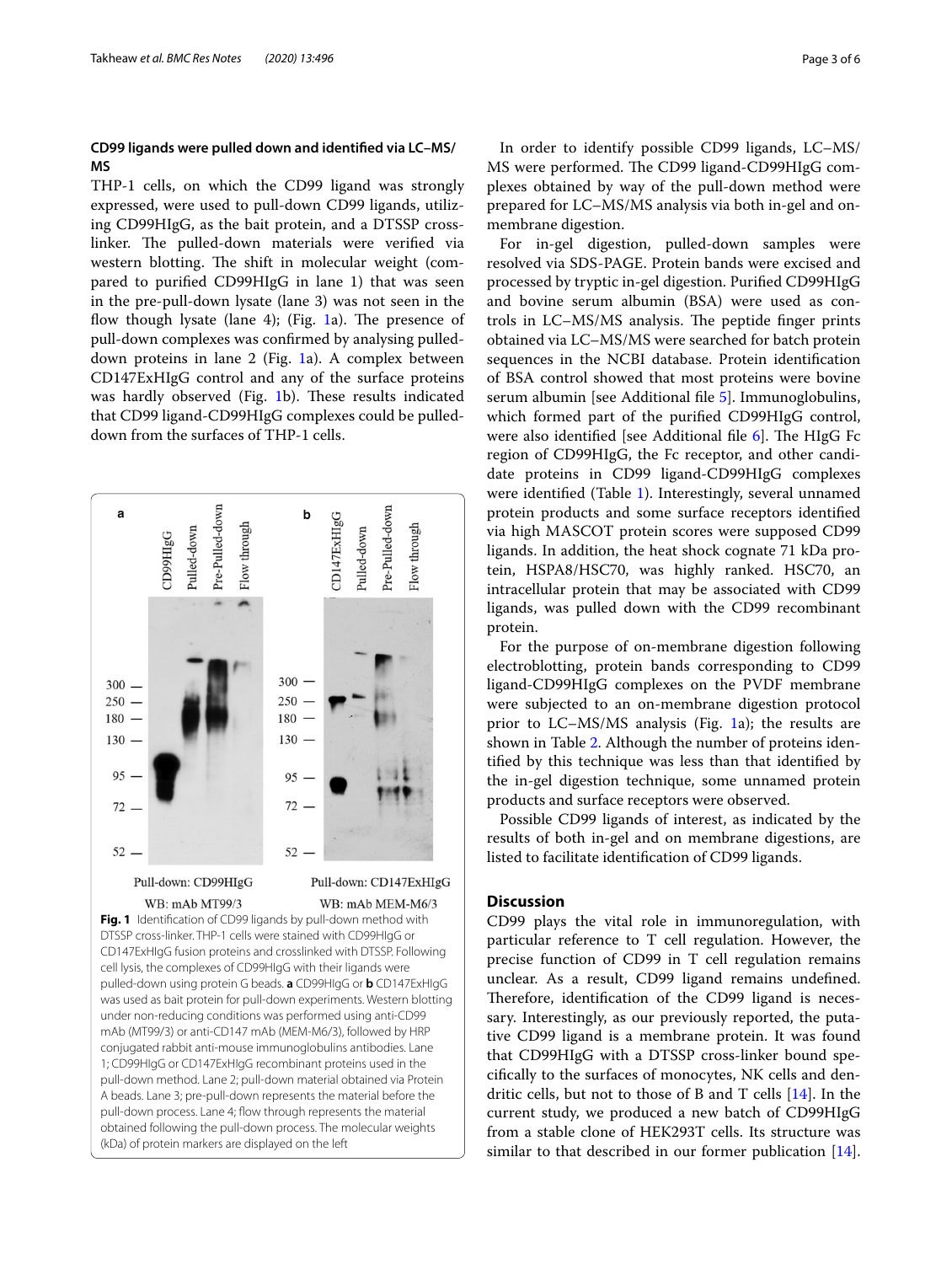### CD99 ligands were pulled down and identified via LC–MS/MS

THP-1 cells, on which the CD99 ligand was strongly expressed, were used to pull-down CD99 ligands, utilizing CD99HIgG, as the bait protein, and a DTSSP cross-linker. The pulled-down materials were verified via western blotting. The shift in molecular weight (compared to purified CD99HIgG in lane 1) that was seen in the pre-pull-down lysate (lane 3) was not seen in the flow though lysate (lane 4); (Fig. 1a). The presence of pull-down complexes was confirmed by analysing pulled-down proteins in lane 2 (Fig. 1a). A complex between CD147ExHIgG control and any of the surface proteins was hardly observed (Fig. 1b). These results indicated that CD99 ligand-CD99HIgG complexes could be pulled-down from the surfaces of THP-1 cells.

**Fig. 1** Identification of CD99 ligands by pull-down method with DTSSP cross-linker. THP-1 cells were stained with CD99HIgG or CD147ExHIgG fusion proteins and crosslinked with DTSSP. Following cell lysis, the complexes of CD99HIgG with their ligands were pulled-down using protein G beads. **a** CD99HIgG or **b** CD147ExHIgG was used as bait protein for pull-down experiments. Western blotting under non-reducing conditions was performed using anti-CD99 mAb (MT99/3) or anti-CD147 mAb (MEM-M6/3), followed by HRP conjugated rabbit anti-mouse immunoglobulins antibodies. Lane 1; CD99HIgG or CD147ExHIgG recombinant proteins used in the pull-down method. Lane 2; pull-down material obtained via Protein A beads. Lane 3; pre-pull-down represents the material before the pull-down process. Lane 4; flow through represents the material obtained following the pull-down process. The molecular weights (kDa) of protein markers are displayed on the left

In order to identify possible CD99 ligands, LC–MS/MS were performed. The CD99 ligand-CD99HIgG complexes obtained by way of the pull-down method were prepared for LC–MS/MS analysis via both in-gel and on-membrane digestion.

For in-gel digestion, pulled-down samples were resolved via SDS-PAGE. Protein bands were excised and processed by tryptic in-gel digestion. Purified CD99HIgG and bovine serum albumin (BSA) were used as controls in LC–MS/MS analysis. The peptide finger prints obtained via LC–MS/MS were searched for batch protein sequences in the NCBI database. Protein identification of BSA control showed that most proteins were bovine serum albumin [see Additional file 5]. Immunoglobulins, which formed part of the purified CD99HIgG control, were also identified [see Additional file 6]. The HIgG Fc region of CD99HIgG, the Fc receptor, and other candidate proteins in CD99 ligand-CD99HIgG complexes were identified (Table 1). Interestingly, several unnamed protein products and some surface receptors identified via high MASCOT protein scores were supposed CD99 ligands. In addition, the heat shock cognate 71 kDa protein, HSPA8/HSC70, was highly ranked. HSC70, an intracellular protein that may be associated with CD99 ligands, was pulled down with the CD99 recombinant protein.

For the purpose of on-membrane digestion following electroblotting, protein bands corresponding to CD99 ligand-CD99HIgG complexes on the PVDF membrane were subjected to an on-membrane digestion protocol prior to LC–MS/MS analysis (Fig. 1a); the results are shown in Table 2. Although the number of proteins identified by this technique was less than that identified by the in-gel digestion technique, some unnamed protein products and surface receptors were observed.

Possible CD99 ligands of interest, as indicated by the results of both in-gel and on membrane digestions, are listed to facilitate identification of CD99 ligands.

## Discussion

CD99 plays the vital role in immunoregulation, with particular reference to T cell regulation. However, the precise function of CD99 in T cell regulation remains unclear. As a result, CD99 ligand remains undefined. Therefore, identification of the CD99 ligand is necessary. Interestingly, as our previously reported, the putative CD99 ligand is a membrane protein. It was found that CD99HIgG with a DTSSP cross-linker bound specifically to the surfaces of monocytes, NK cells and dendritic cells, but not to those of B and T cells [14]. In the current study, we produced a new batch of CD99HIgG from a stable clone of HEK293T cells. Its structure was similar to that described in our former publication [14].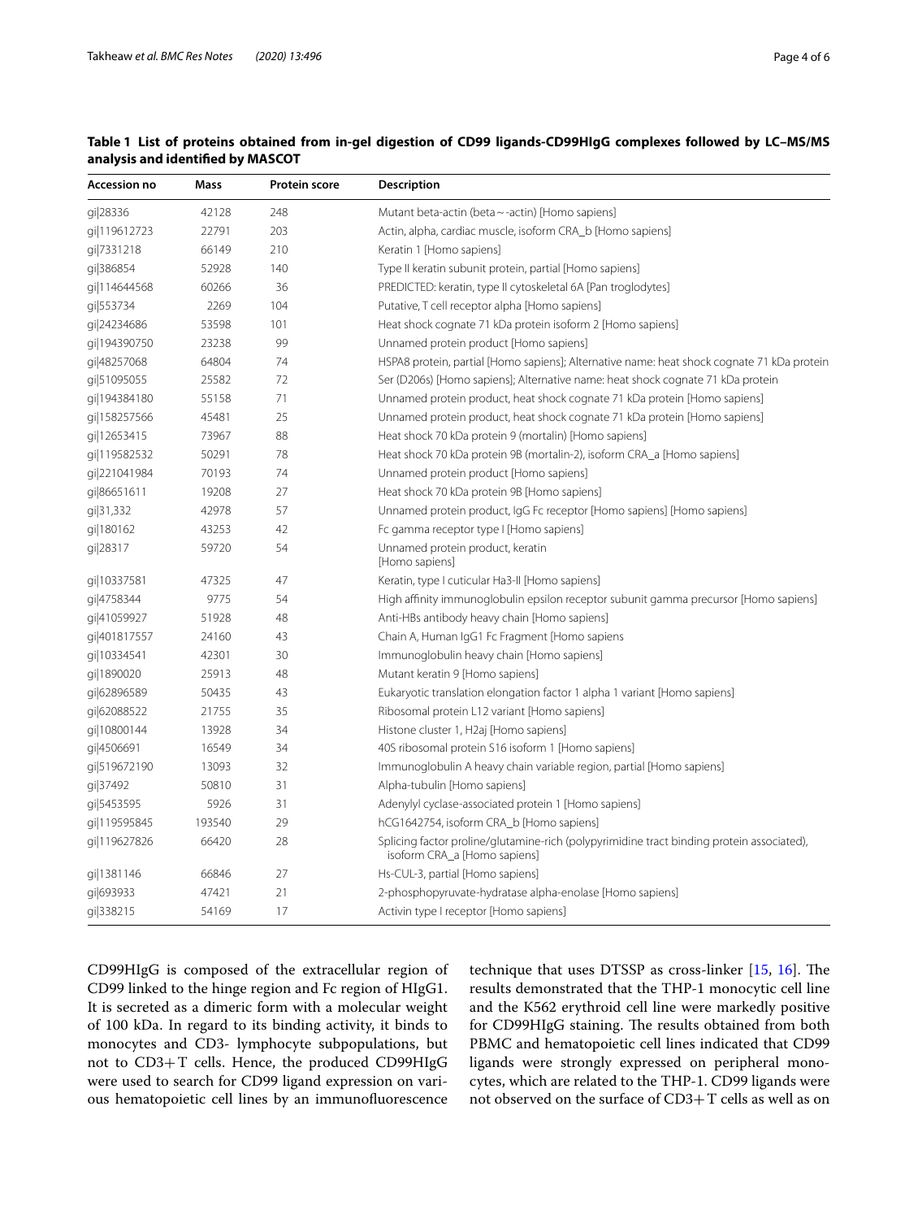**Table 1 List of proteins obtained from in-gel digestion of CD99 ligands-CD99HIgG complexes followed by LC–MS/MS analysis and identified by MASCOT**

| Accession no | Mass | Protein score | Description |
|---|---|---|---|
| gi\|28336 | 42128 | 248 | Mutant beta-actin (beta~-actin) [Homo sapiens] |
| gi\|119612723 | 22791 | 203 | Actin, alpha, cardiac muscle, isoform CRA_b [Homo sapiens] |
| gi\|7331218 | 66149 | 210 | Keratin 1 [Homo sapiens] |
| gi\|386854 | 52928 | 140 | Type II keratin subunit protein, partial [Homo sapiens] |
| gi\|114644568 | 60266 | 36 | PREDICTED: keratin, type II cytoskeletal 6A [Pan troglodytes] |
| gi\|553734 | 2269 | 104 | Putative, T cell receptor alpha [Homo sapiens] |
| gi\|24234686 | 53598 | 101 | Heat shock cognate 71 kDa protein isoform 2 [Homo sapiens] |
| gi\|194390750 | 23238 | 99 | Unnamed protein product [Homo sapiens] |
| gi\|48257068 | 64804 | 74 | HSPA8 protein, partial [Homo sapiens]; Alternative name: heat shock cognate 71 kDa protein |
| gi\|51095055 | 25582 | 72 | Ser (D206s) [Homo sapiens]; Alternative name: heat shock cognate 71 kDa protein |
| gi\|194384180 | 55158 | 71 | Unnamed protein product, heat shock cognate 71 kDa protein [Homo sapiens] |
| gi\|158257566 | 45481 | 25 | Unnamed protein product, heat shock cognate 71 kDa protein [Homo sapiens] |
| gi\|12653415 | 73967 | 88 | Heat shock 70 kDa protein 9 (mortalin) [Homo sapiens] |
| gi\|119582532 | 50291 | 78 | Heat shock 70 kDa protein 9B (mortalin-2), isoform CRA_a [Homo sapiens] |
| gi\|221041984 | 70193 | 74 | Unnamed protein product [Homo sapiens] |
| gi\|86651611 | 19208 | 27 | Heat shock 70 kDa protein 9B [Homo sapiens] |
| gi\|31,332 | 42978 | 57 | Unnamed protein product, IgG Fc receptor [Homo sapiens] [Homo sapiens] |
| gi\|180162 | 43253 | 42 | Fc gamma receptor type I [Homo sapiens] |
| gi\|28317 | 59720 | 54 | Unnamed protein product, keratin [Homo sapiens] |
| gi\|10337581 | 47325 | 47 | Keratin, type I cuticular Ha3-II [Homo sapiens] |
| gi\|4758344 | 9775 | 54 | High affinity immunoglobulin epsilon receptor subunit gamma precursor [Homo sapiens] |
| gi\|41059927 | 51928 | 48 | Anti-HBs antibody heavy chain [Homo sapiens] |
| gi\|401817557 | 24160 | 43 | Chain A, Human IgG1 Fc Fragment [Homo sapiens |
| gi\|10334541 | 42301 | 30 | Immunoglobulin heavy chain [Homo sapiens] |
| gi\|1890020 | 25913 | 48 | Mutant keratin 9 [Homo sapiens] |
| gi\|62896589 | 50435 | 43 | Eukaryotic translation elongation factor 1 alpha 1 variant [Homo sapiens] |
| gi\|62088522 | 21755 | 35 | Ribosomal protein L12 variant [Homo sapiens] |
| gi\|10800144 | 13928 | 34 | Histone cluster 1, H2aj [Homo sapiens] |
| gi\|4506691 | 16549 | 34 | 40S ribosomal protein S16 isoform 1 [Homo sapiens] |
| gi\|519672190 | 13093 | 32 | Immunoglobulin A heavy chain variable region, partial [Homo sapiens] |
| gi\|37492 | 50810 | 31 | Alpha-tubulin [Homo sapiens] |
| gi\|5453595 | 5926 | 31 | Adenylyl cyclase-associated protein 1 [Homo sapiens] |
| gi\|119595845 | 193540 | 29 | hCG1642754, isoform CRA_b [Homo sapiens] |
| gi\|119627826 | 66420 | 28 | Splicing factor proline/glutamine-rich (polypyrimidine tract binding protein associated), isoform CRA_a [Homo sapiens] |
| gi\|1381146 | 66846 | 27 | Hs-CUL-3, partial [Homo sapiens] |
| gi\|693933 | 47421 | 21 | 2-phosphopyruvate-hydratase alpha-enolase [Homo sapiens] |
| gi\|338215 | 54169 | 17 | Activin type I receptor [Homo sapiens] |

CD99HIgG is composed of the extracellular region of CD99 linked to the hinge region and Fc region of HIgG1. It is secreted as a dimeric form with a molecular weight of 100 kDa. In regard to its binding activity, it binds to monocytes and CD3- lymphocyte subpopulations, but not to CD3+ T cells. Hence, the produced CD99HIgG were used to search for CD99 ligand expression on various hematopoietic cell lines by an immunofluorescence technique that uses DTSSP as cross-linker [15, 16]. The results demonstrated that the THP-1 monocytic cell line and the K562 erythroid cell line were markedly positive for CD99HIgG staining. The results obtained from both PBMC and hematopoietic cell lines indicated that CD99 ligands were strongly expressed on peripheral monocytes, which are related to the THP-1. CD99 ligands were not observed on the surface of CD3+ T cells as well as on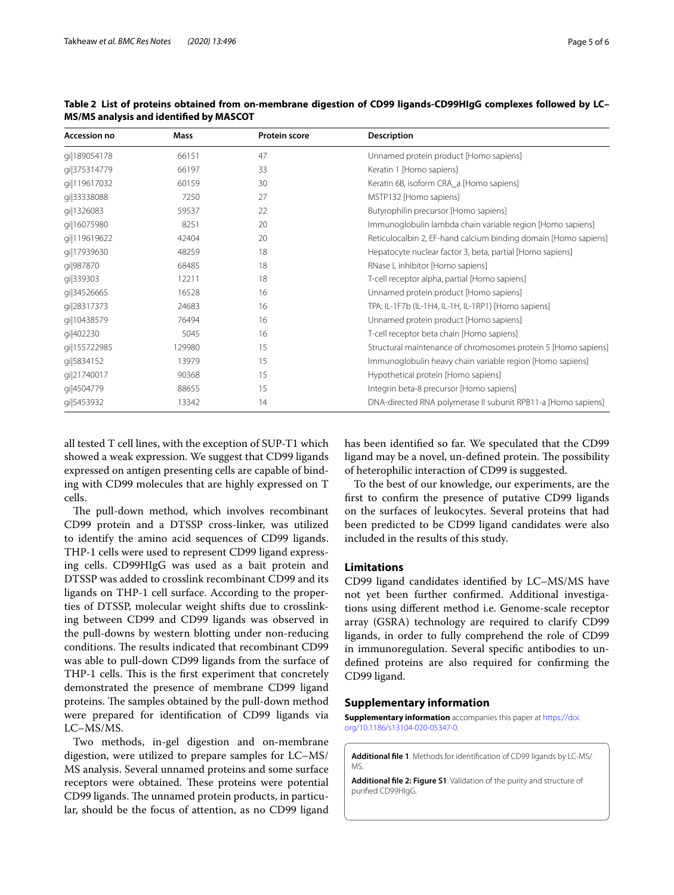**Table 2 List of proteins obtained from on-membrane digestion of CD99 ligands-CD99HIgG complexes followed by LC–MS/MS analysis and identified by MASCOT**

| Accession no | Mass | Protein score | Description |
|---|---|---|---|
| gi\|189054178 | 66151 | 47 | Unnamed protein product [Homo sapiens] |
| gi\|375314779 | 66197 | 33 | Keratin 1 [Homo sapiens] |
| gi\|119617032 | 60159 | 30 | Keratin 6B, isoform CRA_a [Homo sapiens] |
| gi\|33338088 | 7250 | 27 | MSTP132 [Homo sapiens] |
| gi\|1326083 | 59537 | 22 | Butyrophilin precursor [Homo sapiens] |
| gi\|16075980 | 8251 | 20 | Immunoglobulin lambda chain variable region [Homo sapiens] |
| gi\|119619622 | 42404 | 20 | Reticulocalbin 2, EF-hand calcium binding domain [Homo sapiens] |
| gi\|17939630 | 48259 | 18 | Hepatocyte nuclear factor 3, beta, partial [Homo sapiens] |
| gi\|987870 | 68485 | 18 | RNase L inhibitor [Homo sapiens] |
| gi\|339303 | 12211 | 18 | T-cell receptor alpha, partial [Homo sapiens] |
| gi\|34526665 | 16528 | 16 | Unnamed protein product [Homo sapiens] |
| gi\|28317373 | 24683 | 16 | TPA: IL-1F7b (IL-1H4, IL-1H, IL-1RP1) [Homo sapiens] |
| gi\|10438579 | 76494 | 16 | Unnamed protein product [Homo sapiens] |
| gi\|402230 | 5045 | 16 | T-cell receptor beta chain [Homo sapiens] |
| gi\|155722985 | 129980 | 15 | Structural maintenance of chromosomes protein 5 [Homo sapiens] |
| gi\|5834152 | 13979 | 15 | Immunoglobulin heavy chain variable region [Homo sapiens] |
| gi\|21740017 | 90368 | 15 | Hypothetical protein [Homo sapiens] |
| gi\|4504779 | 88655 | 15 | Integrin beta-8 precursor [Homo sapiens] |
| gi\|5453932 | 13342 | 14 | DNA-directed RNA polymerase II subunit RPB11-a [Homo sapiens] |

all tested T cell lines, with the exception of SUP-T1 which showed a weak expression. We suggest that CD99 ligands expressed on antigen presenting cells are capable of binding with CD99 molecules that are highly expressed on T cells.

The pull-down method, which involves recombinant CD99 protein and a DTSSP cross-linker, was utilized to identify the amino acid sequences of CD99 ligands. THP-1 cells were used to represent CD99 ligand expressing cells. CD99HIgG was used as a bait protein and DTSSP was added to crosslink recombinant CD99 and its ligands on THP-1 cell surface. According to the properties of DTSSP, molecular weight shifts due to crosslinking between CD99 and CD99 ligands was observed in the pull-downs by western blotting under non-reducing conditions. The results indicated that recombinant CD99 was able to pull-down CD99 ligands from the surface of THP-1 cells. This is the first experiment that concretely demonstrated the presence of membrane CD99 ligand proteins. The samples obtained by the pull-down method were prepared for identification of CD99 ligands via LC–MS/MS.

Two methods, in-gel digestion and on-membrane digestion, were utilized to prepare samples for LC–MS/MS analysis. Several unnamed proteins and some surface receptors were obtained. These proteins were potential CD99 ligands. The unnamed protein products, in particular, should be the focus of attention, as no CD99 ligand has been identified so far. We speculated that the CD99 ligand may be a novel, un-defined protein. The possibility of heterophilic interaction of CD99 is suggested.

To the best of our knowledge, our experiments, are the first to confirm the presence of putative CD99 ligands on the surfaces of leukocytes. Several proteins that had been predicted to be CD99 ligand candidates were also included in the results of this study.

## Limitations

CD99 ligand candidates identified by LC–MS/MS have not yet been further confirmed. Additional investigations using different method i.e. Genome-scale receptor array (GSRA) technology are required to clarify CD99 ligands, in order to fully comprehend the role of CD99 in immunoregulation. Several specific antibodies to undefined proteins are also required for confirming the CD99 ligand.

## Supplementary information

**Supplementary information** accompanies this paper at https://doi.org/10.1186/s13104-020-05347-0.

**Additional file 1**. Methods for identification of CD99 ligands by LC-MS/MS.

**Additional file 2: Figure S1**. Validation of the purity and structure of purified CD99HIgG.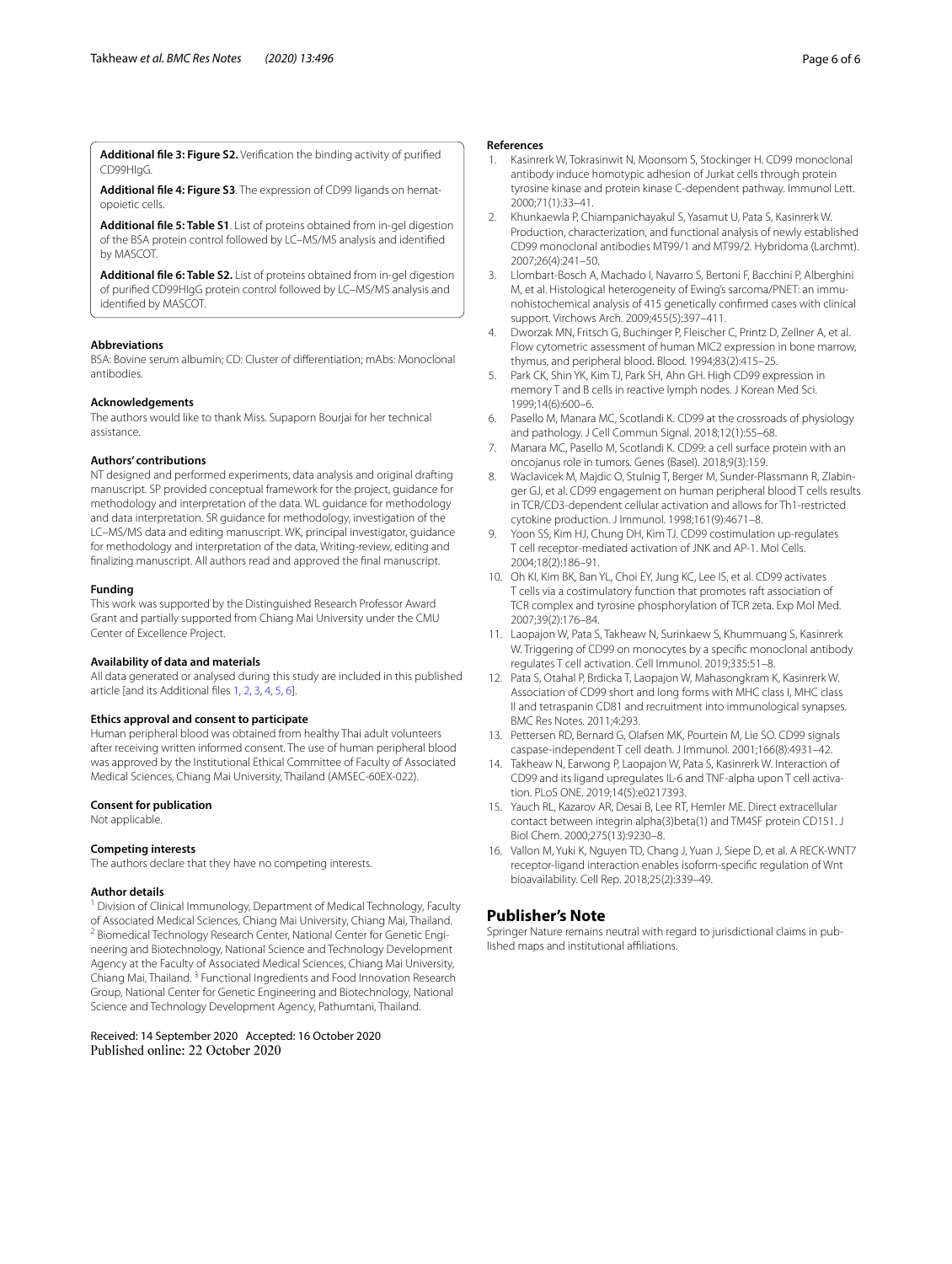**Additional file 3: Figure S2.** Verification the binding activity of purified CD99HIgG.

**Additional file 4: Figure S3**. The expression of CD99 ligands on hematopoietic cells.

**Additional file 5: Table S1**. List of proteins obtained from in-gel digestion of the BSA protein control followed by LC–MS/MS analysis and identified by MASCOT.

**Additional file 6: Table S2.** List of proteins obtained from in-gel digestion of purified CD99HIgG protein control followed by LC–MS/MS analysis and identified by MASCOT.

### Abbreviations
BSA: Bovine serum albumin; CD: Cluster of differentiation; mAbs: Monoclonal antibodies.

### Acknowledgements
The authors would like to thank Miss. Supaporn Bourjai for her technical assistance.

### Authors' contributions
NT designed and performed experiments, data analysis and original drafting manuscript. SP provided conceptual framework for the project, guidance for methodology and interpretation of the data. WL guidance for methodology and data interpretation. SR guidance for methodology, investigation of the LC–MS/MS data and editing manuscript. WK, principal investigator, guidance for methodology and interpretation of the data, Writing-review, editing and finalizing manuscript. All authors read and approved the final manuscript.

### Funding
This work was supported by the Distinguished Research Professor Award Grant and partially supported from Chiang Mai University under the CMU Center of Excellence Project.

### Availability of data and materials
All data generated or analysed during this study are included in this published article [and its Additional files 1, 2, 3, 4, 5, 6].

### Ethics approval and consent to participate
Human peripheral blood was obtained from healthy Thai adult volunteers after receiving written informed consent. The use of human peripheral blood was approved by the Institutional Ethical Committee of Faculty of Associated Medical Sciences, Chiang Mai University, Thailand (AMSEC-60EX-022).

### Consent for publication
Not applicable.

### Competing interests
The authors declare that they have no competing interests.

### Author details
[1] Division of Clinical Immunology, Department of Medical Technology, Faculty of Associated Medical Sciences, Chiang Mai University, Chiang Mai, Thailand. [2] Biomedical Technology Research Center, National Center for Genetic Engineering and Biotechnology, National Science and Technology Development Agency at the Faculty of Associated Medical Sciences, Chiang Mai University, Chiang Mai, Thailand. [3] Functional Ingredients and Food Innovation Research Group, National Center for Genetic Engineering and Biotechnology, National Science and Technology Development Agency, Pathumtani, Thailand.

Received: 14 September 2020 Accepted: 16 October 2020
Published online: 22 October 2020

### References
1. Kasinrerk W, Tokrasinwit N, Moonsom S, Stockinger H. CD99 monoclonal antibody induce homotypic adhesion of Jurkat cells through protein tyrosine kinase and protein kinase C-dependent pathway. Immunol Lett. 2000;71(1):33–41.
2. Khunkaewla P, Chiampanichayakul S, Yasamut U, Pata S, Kasinrerk W. Production, characterization, and functional analysis of newly established CD99 monoclonal antibodies MT99/1 and MT99/2. Hybridoma (Larchmt). 2007;26(4):241–50.
3. Llombart-Bosch A, Machado I, Navarro S, Bertoni F, Bacchini P, Alberghini M, et al. Histological heterogeneity of Ewing's sarcoma/PNET: an immunohistochemical analysis of 415 genetically confirmed cases with clinical support. Virchows Arch. 2009;455(5):397–411.
4. Dworzak MN, Fritsch G, Buchinger P, Fleischer C, Printz D, Zellner A, et al. Flow cytometric assessment of human MIC2 expression in bone marrow, thymus, and peripheral blood. Blood. 1994;83(2):415–25.
5. Park CK, Shin YK, Kim TJ, Park SH, Ahn GH. High CD99 expression in memory T and B cells in reactive lymph nodes. J Korean Med Sci. 1999;14(6):600–6.
6. Pasello M, Manara MC, Scotlandi K. CD99 at the crossroads of physiology and pathology. J Cell Commun Signal. 2018;12(1):55–68.
7. Manara MC, Pasello M, Scotlandi K. CD99: a cell surface protein with an oncojanus role in tumors. Genes (Basel). 2018;9(3):159.
8. Waclavicek M, Majdic O, Stulnig T, Berger M, Sunder-Plassmann R, Zlabinger GJ, et al. CD99 engagement on human peripheral blood T cells results in TCR/CD3-dependent cellular activation and allows for Th1-restricted cytokine production. J Immunol. 1998;161(9):4671–8.
9. Yoon SS, Kim HJ, Chung DH, Kim TJ. CD99 costimulation up-regulates T cell receptor-mediated activation of JNK and AP-1. Mol Cells. 2004;18(2):186–91.
10. Oh KI, Kim BK, Ban YL, Choi EY, Jung KC, Lee IS, et al. CD99 activates T cells via a costimulatory function that promotes raft association of TCR complex and tyrosine phosphorylation of TCR zeta. Exp Mol Med. 2007;39(2):176–84.
11. Laopajon W, Pata S, Takheaw N, Surinkaew S, Khummuang S, Kasinrerk W. Triggering of CD99 on monocytes by a specific monoclonal antibody regulates T cell activation. Cell Immunol. 2019;335:51–8.
12. Pata S, Otahal P, Brdicka T, Laopajon W, Mahasongkram K, Kasinrerk W. Association of CD99 short and long forms with MHC class I, MHC class II and tetraspanin CD81 and recruitment into immunological synapses. BMC Res Notes. 2011;4:293.
13. Pettersen RD, Bernard G, Olafsen MK, Pourtein M, Lie SO. CD99 signals caspase-independent T cell death. J Immunol. 2001;166(8):4931–42.
14. Takheaw N, Earwong P, Laopajon W, Pata S, Kasinrerk W. Interaction of CD99 and its ligand upregulates IL-6 and TNF-alpha upon T cell activation. PLoS ONE. 2019;14(5):e0217393.
15. Yauch RL, Kazarov AR, Desai B, Lee RT, Hemler ME. Direct extracellular contact between integrin alpha(3)beta(1) and TM4SF protein CD151. J Biol Chem. 2000;275(13):9230–8.
16. Vallon M, Yuki K, Nguyen TD, Chang J, Yuan J, Siepe D, et al. A RECK-WNT7 receptor-ligand interaction enables isoform-specific regulation of Wnt bioavailability. Cell Rep. 2018;25(2):339–49.

## Publisher's Note
Springer Nature remains neutral with regard to jurisdictional claims in published maps and institutional affiliations.